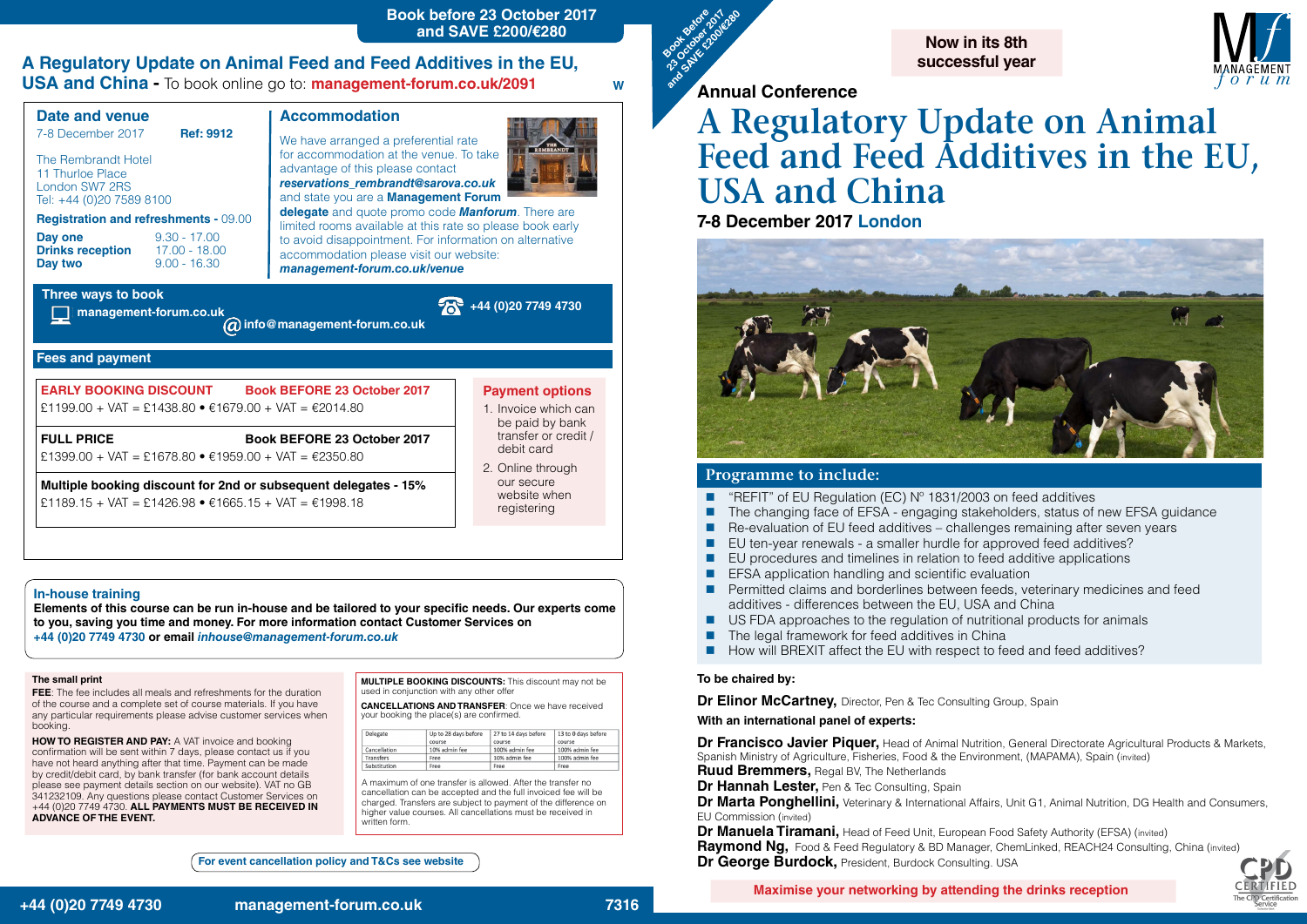# Annual Conference

# A Regulatory Update on Animal Feed and Feed Additives in the EU, USA and China

**7-8 December 2017 London**

Now in its 8th successful year

Book Before 23 October 2017 and SAVE £200/€280

## Programme to include:

- "REFIT" of EU Regulation (EC) N° 1831/2003 on feed additives
- The changing face of EFSA - engaging stakeholders, status of new EFSA guidance
- Re-evaluation of EU feed additives – challenges remaining after seven years
- EU ten-year renewals - a smaller hurdle for approved feed additives?
- EU procedures and timelines in relation to feed additive applications
- EFSA application handling and scientific evaluation
- Permitted claims and borderlines between feeds, veterinary medicines and feed additives - differences between the EU, USA and China
- US FDA approaches to the regulation of nutritional products for animals
- The legal framework for feed additives in China
- How will BREXIT affect the EU with respect to feed and feed additives?

**To be chaired by:**

**Dr Elinor McCartney,** Director, Pen & Tec Consulting Group, Spain

**With an international panel of experts:**

**Dr Francisco Javier Piquer,** Head of Animal Nutrition, General Directorate Agricultural Products & Markets, Spanish Ministry of Agriculture, Fisheries, Food & the Environment, (MAPAMA), Spain (invited)

**Ruud Bremmers,** Regal BV, The Netherlands

**Dr Hannah Lester,** Pen & Tec Consulting, Spain

**Dr Marta Ponghellini,** Veterinary & International Affairs, Unit G1, Animal Nutrition, DG Health and Consumers, EU Commission (invited)

**Dr Manuela Tiramani,** Head of Feed Unit, European Food Safety Authority (EFSA) (invited)

**Raymond Ng,** Food & Feed Regulatory & BD Manager, ChemLinked, REACH24 Consulting, China (invited)

**Dr George Burdock,** President, Burdock Consulting. USA

Maximise your networking by attending the drinks reception

---

**Book before 23 October 2017 and SAVE £200/€280**

## A Regulatory Update on Animal Feed and Feed Additives in the EU, USA and China - To book online go to: management-forum.co.uk/2091

### Date and venue

7-8 December 2017 **Ref: 9912**

The Rembrandt Hotel
11 Thurloe Place
London SW7 2RS
Tel: +44 (0)20 7589 8100

**Registration and refreshments -** 09.00

| | |
|---|---|
| **Day one** | 9.30 - 17.00 |
| **Drinks reception** | 17.00 - 18.00 |
| **Day two** | 9.00 - 16.30 |

### Accommodation

We have arranged a preferential rate for accommodation at the venue. To take advantage of this please contact ***reservations_rembrandt@sarova.co.uk*** and state you are a **Management Forum delegate** and quote promo code ***Manforum***. There are limited rooms available at this rate so please book early to avoid disappointment. For information on alternative accommodation please visit our website: ***management-forum.co.uk/venue***

### Three ways to book

management-forum.co.uk
info@management-forum.co.uk
+44 (0)20 7749 4730

### Fees and payment

**EARLY BOOKING DISCOUNT** **Book BEFORE 23 October 2017**
£1199.00 + VAT = £1438.80 • €1679.00 + VAT = €2014.80

**FULL PRICE** **Book BEFORE 23 October 2017**
£1399.00 + VAT = £1678.80 • €1959.00 + VAT = €2350.80

**Multiple booking discount for 2nd or subsequent delegates - 15%**
£1189.15 + VAT = £1426.98 • €1665.15 + VAT = €1998.18

**Payment options**

1. Invoice which can be paid by bank transfer or credit / debit card
2. Online through our secure website when registering

### In-house training

**Elements of this course can be run in-house and be tailored to your specific needs. Our experts come to you, saving you time and money. For more information contact Customer Services on +44 (0)20 7749 4730 or email *inhouse@management-forum.co.uk***

### The small print

**FEE**: The fee includes all meals and refreshments for the duration of the course and a complete set of course materials. If you have any particular requirements please advise customer services when booking.

**HOW TO REGISTER AND PAY:** A VAT invoice and booking confirmation will be sent within 7 days, please contact us if you have not heard anything after that time. Payment can be made by credit/debit card, by bank transfer (for bank account details please see payment details section on our website). VAT no GB 341232109. Any questions please contact Customer Services on +44 (0)20 7749 4730. **ALL PAYMENTS MUST BE RECEIVED IN ADVANCE OF THE EVENT.**

**MULTIPLE BOOKING DISCOUNTS:** This discount may not be used in conjunction with any other offer

**CANCELLATIONS AND TRANSFER**: Once we have received your booking the place(s) are confirmed.

| Delegate | Up to 28 days before course | 27 to 14 days before course | 13 to 0 days before course |
|---|---|---|---|
| Cancellation | 10% admin fee | 100% admin fee | 100% admin fee |
| Transfers | Free | 10% admin fee | 100% admin fee |
| Substitution | Free | Free | Free |

A maximum of one transfer is allowed. After the transfer no cancellation can be accepted and the full invoiced fee will be charged. Transfers are subject to payment of the difference on higher value courses. All cancellations must be received in written form.

**For event cancellation policy and T&Cs see website**

+44 (0)20 7749 4730 management-forum.co.uk 7316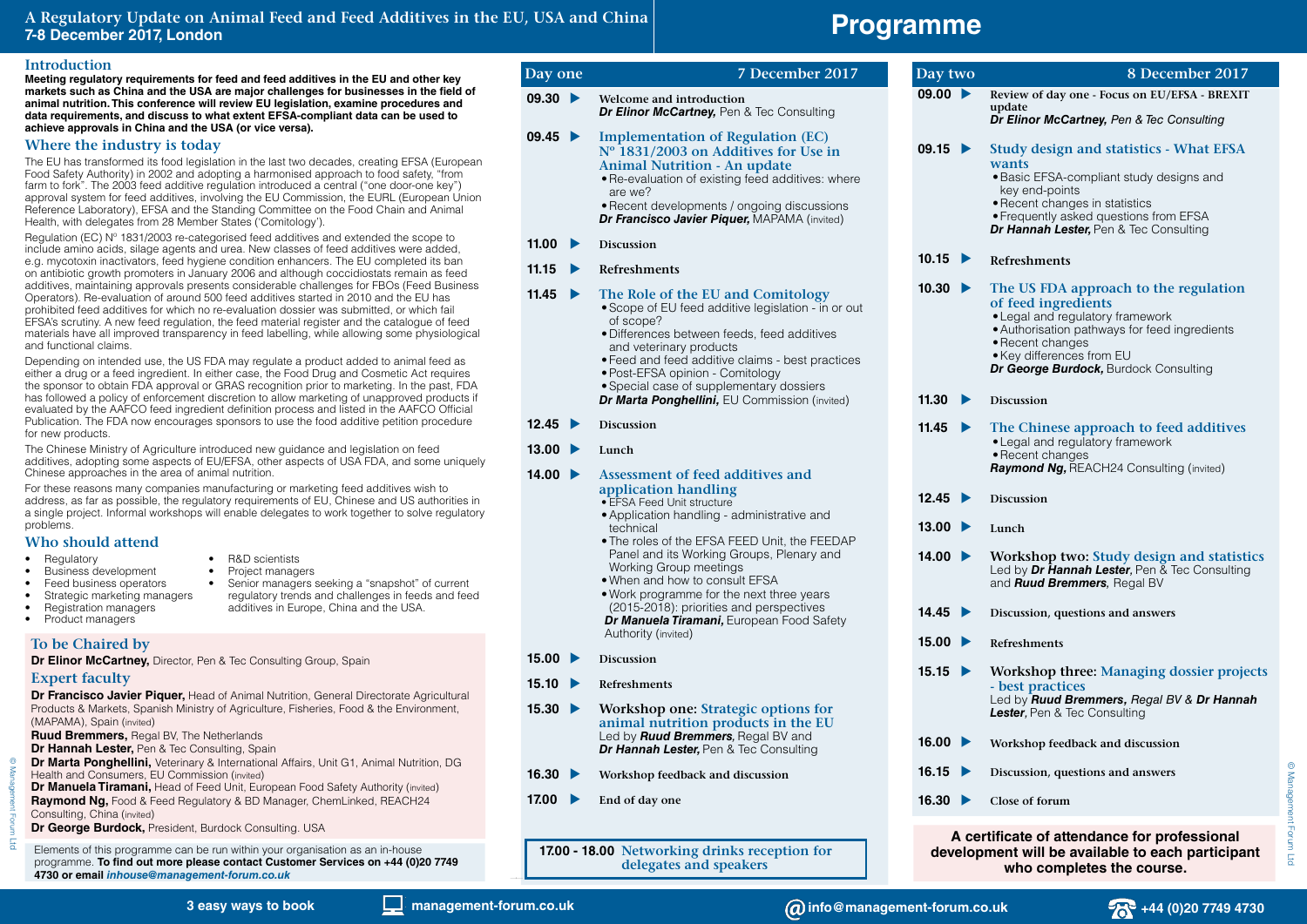# A Regulatory Update on Animal Feed and Feed Additives in the EU, USA and China

**7-8 December 2017, London**

## Introduction

**Meeting regulatory requirements for feed and feed additives in the EU and other key markets such as China and the USA are major challenges for businesses in the field of animal nutrition. This conference will review EU legislation, examine procedures and data requirements, and discuss to what extent EFSA-compliant data can be used to achieve approvals in China and the USA (or vice versa).**

## Where the industry is today

The EU has transformed its food legislation in the last two decades, creating EFSA (European Food Safety Authority) in 2002 and adopting a harmonised approach to food safety, "from farm to fork". The 2003 feed additive regulation introduced a central ("one door-one key") approval system for feed additives, involving the EU Commission, the EURL (European Union Reference Laboratory), EFSA and the Standing Committee on the Food Chain and Animal Health, with delegates from 28 Member States ('Comitology').

Regulation (EC) Nº 1831/2003 re-categorised feed additives and extended the scope to include amino acids, silage agents and urea. New classes of feed additives were added, e.g. mycotoxin inactivators, feed hygiene condition enhancers. The EU completed its ban on antibiotic growth promoters in January 2006 and although coccidiostats remain as feed additives, maintaining approvals presents considerable challenges for FBOs (Feed Business Operators). Re-evaluation of around 500 feed additives started in 2010 and the EU has prohibited feed additives for which no re-evaluation dossier was submitted, or which fail EFSA's scrutiny. A new feed regulation, the feed material register and the catalogue of feed materials have all improved transparency in feed labelling, while allowing some physiological and functional claims.

Depending on intended use, the US FDA may regulate a product added to animal feed as either a drug or a feed ingredient. In either case, the Food Drug and Cosmetic Act requires the sponsor to obtain FDA approval or GRAS recognition prior to marketing. In the past, FDA has followed a policy of enforcement discretion to allow marketing of unapproved products if evaluated by the AAFCO feed ingredient definition process and listed in the AAFCO Official Publication. The FDA now encourages sponsors to use the food additive petition procedure for new products.

The Chinese Ministry of Agriculture introduced new guidance and legislation on feed additives, adopting some aspects of EU/EFSA, other aspects of USA FDA, and some uniquely Chinese approaches in the area of animal nutrition.

For these reasons many companies manufacturing or marketing feed additives wish to address, as far as possible, the regulatory requirements of EU, Chinese and US authorities in a single project. Informal workshops will enable delegates to work together to solve regulatory problems.

## Who should attend

- Regulatory
- Business development
- Feed business operators
- Strategic marketing managers
- Registration managers
- Product managers
- R&D scientists
- Project managers
- Senior managers seeking a "snapshot" of current regulatory trends and challenges in feeds and feed additives in Europe, China and the USA.

## To be Chaired by

**Dr Elinor McCartney,** Director, Pen & Tec Consulting Group, Spain

## Expert faculty

**Dr Francisco Javier Piquer,** Head of Animal Nutrition, General Directorate Agricultural Products & Markets, Spanish Ministry of Agriculture, Fisheries, Food & the Environment, (MAPAMA), Spain (invited)
**Ruud Bremmers,** Regal BV, The Netherlands
**Dr Hannah Lester,** Pen & Tec Consulting, Spain
**Dr Marta Ponghellini,** Veterinary & International Affairs, Unit G1, Animal Nutrition, DG Health and Consumers, EU Commission (invited)
**Dr Manuela Tiramani,** Head of Feed Unit, European Food Safety Authority (invited)
**Raymond Ng,** Food & Feed Regulatory & BD Manager, ChemLinked, REACH24 Consulting, China (invited)
**Dr George Burdock,** President, Burdock Consulting. USA

Elements of this programme can be run within your organisation as an in-house programme. **To find out more please contact Customer Services on +44 (0)20 7749 4730 or email** ***inhouse@management-forum.co.uk***

# Programme

## Day one — 7 December 2017

**09.30** Welcome and introduction
***Dr Elinor McCartney,*** Pen & Tec Consulting

**09.45** **Implementation of Regulation (EC) Nº 1831/2003 on Additives for Use in Animal Nutrition - An update**
- Re-evaluation of existing feed additives: where are we?
- Recent developments / ongoing discussions

***Dr Francisco Javier Piquer,*** MAPAMA (invited)

**11.00** Discussion

**11.15** Refreshments

**11.45** **The Role of the EU and Comitology**
- Scope of EU feed additive legislation - in or out of scope?
- Differences between feeds, feed additives and veterinary products
- Feed and feed additive claims - best practices
- Post-EFSA opinion - Comitology
- Special case of supplementary dossiers

***Dr Marta Ponghellini,*** EU Commission (invited)

**12.45** Discussion

**13.00** Lunch

**14.00** **Assessment of feed additives and application handling**
- EFSA Feed Unit structure
- Application handling - administrative and technical
- The roles of the EFSA FEED Unit, the FEEDAP Panel and its Working Groups, Plenary and Working Group meetings
- When and how to consult EFSA
- Work programme for the next three years (2015-2018): priorities and perspectives

***Dr Manuela Tiramani,*** European Food Safety Authority (invited)

**15.00** Discussion

**15.10** Refreshments

**15.30** Workshop one: **Strategic options for animal nutrition products in the EU**
Led by ***Ruud Bremmers,*** Regal BV and ***Dr Hannah Lester,*** Pen & Tec Consulting

**16.30** Workshop feedback and discussion

**17.00** End of day one

**17.00 - 18.00** Networking drinks reception for delegates and speakers

## Day two — 8 December 2017

**09.00** Review of day one - Focus on EU/EFSA - BREXIT update
***Dr Elinor McCartney,*** *Pen & Tec Consulting*

**09.15** **Study design and statistics - What EFSA wants**
- Basic EFSA-compliant study designs and key end-points
- Recent changes in statistics
- Frequently asked questions from EFSA

***Dr Hannah Lester,*** Pen & Tec Consulting

**10.15** Refreshments

**10.30** **The US FDA approach to the regulation of feed ingredients**
- Legal and regulatory framework
- Authorisation pathways for feed ingredients
- Recent changes
- Key differences from EU

***Dr George Burdock,*** Burdock Consulting

**11.30** Discussion

**11.45** **The Chinese approach to feed additives**
- Legal and regulatory framework
- Recent changes

***Raymond Ng,*** REACH24 Consulting (invited)

**12.45** Discussion

**13.00** Lunch

**14.00** Workshop two: **Study design and statistics**
Led by ***Dr Hannah Lester***, Pen & Tec Consulting and ***Ruud Bremmers***, Regal BV

**14.45** Discussion, questions and answers

**15.00** Refreshments

**15.15** Workshop three: **Managing dossier projects - best practices**
Led by ***Ruud Bremmers,*** *Regal BV &* ***Dr Hannah Lester***, Pen & Tec Consulting

**16.00** Workshop feedback and discussion

**16.15** Discussion, questions and answers

**16.30** Close of forum

**A certificate of attendance for professional development will be available to each participant who completes the course.**

**3 easy ways to book** — management-forum.co.uk — info@management-forum.co.uk — +44 (0)20 7749 4730